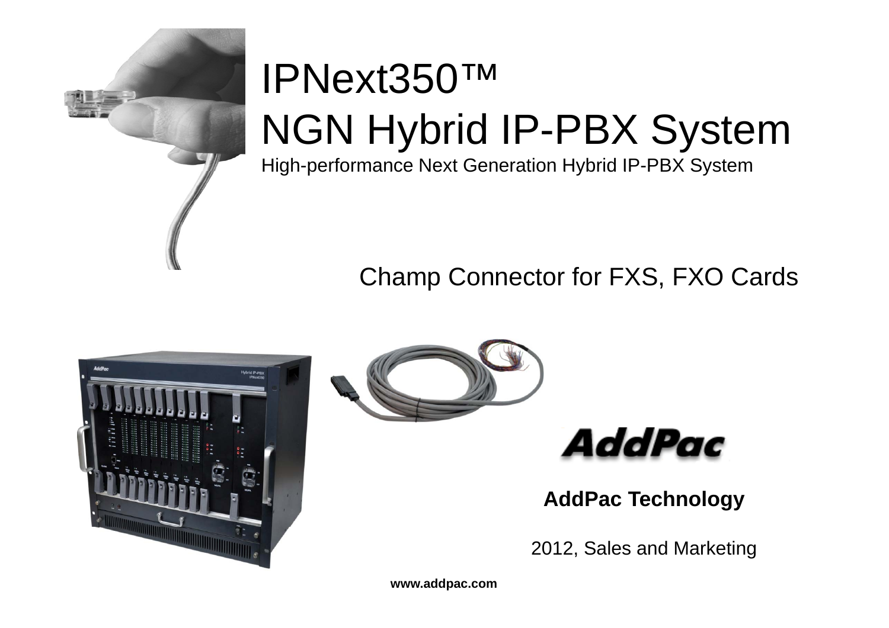# IPNext350™ NGN Hybrid IP-PBX System

High-performance Next Generation Hybrid IP-PBX System

## Champ Connector for FXS, FXO Cards

**AddPac Technology**

2012, Sales and Marketing

**www.addpac.com**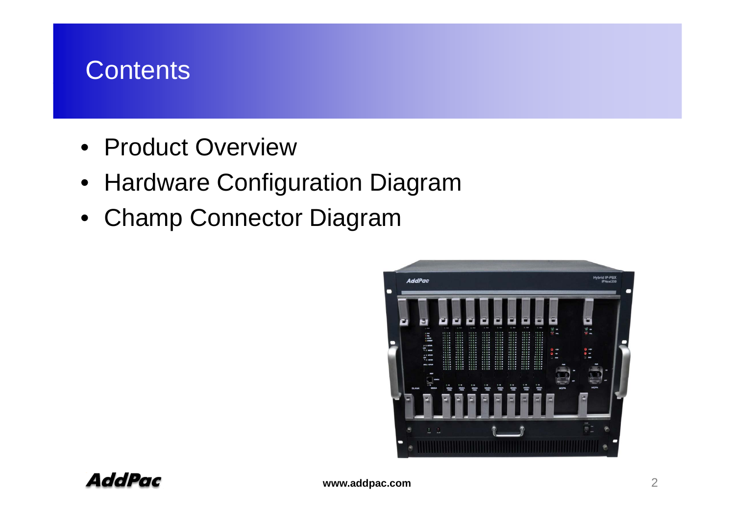# Contents

- Product Overview
- Hardware Configuration Diagram
- Champ Connector Diagram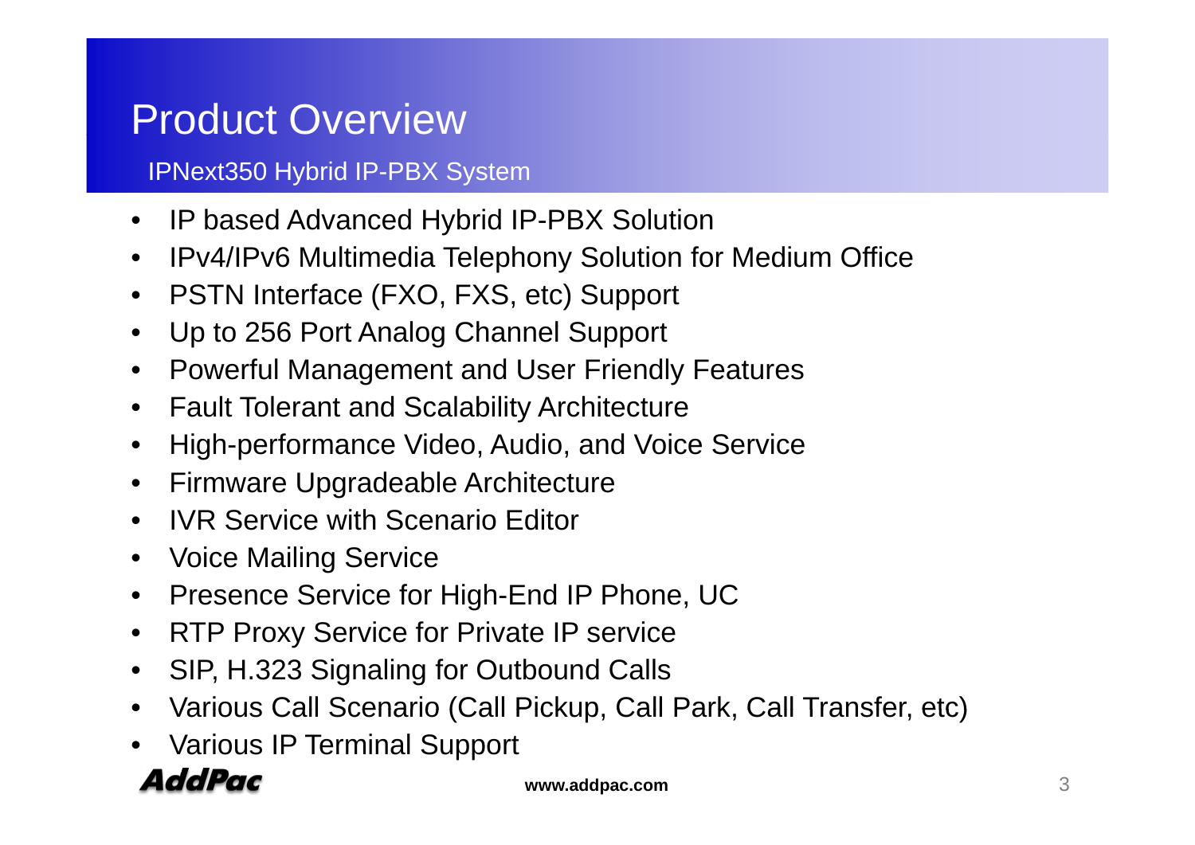# Product Overview

## IPNext350 Hybrid IP-PBX System

- IP based Advanced Hybrid IP-PBX Solution
- IPv4/IPv6 Multimedia Telephony Solution for Medium Office
- PSTN Interface (FXO, FXS, etc) Support
- Up to 256 Port Analog Channel Support
- Powerful Management and User Friendly Features
- Fault Tolerant and Scalability Architecture
- High-performance Video, Audio, and Voice Service
- Firmware Upgradeable Architecture
- IVR Service with Scenario Editor
- Voice Mailing Service
- Presence Service for High-End IP Phone, UC
- RTP Proxy Service for Private IP service
- SIP, H.323 Signaling for Outbound Calls
- Various Call Scenario (Call Pickup, Call Park, Call Transfer, etc)
- Various IP Terminal Support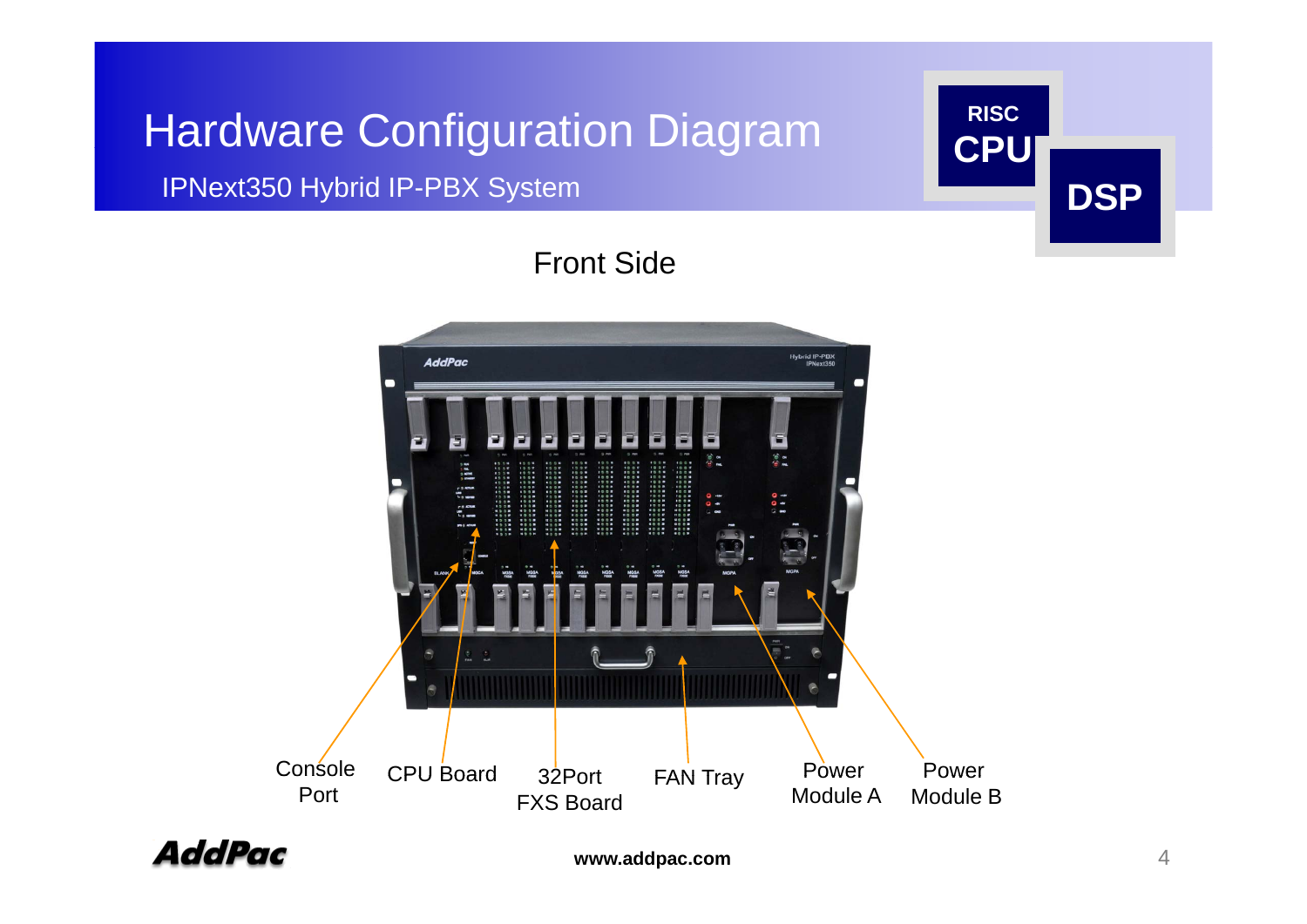# Hardware Configuration Diagram

## IPNext350 Hybrid IP-PBX System

RISC CPU

DSP

### Front Side

Console Port

CPU Board

32Port FXS Board

FAN Tray

Power Module A

Power Module B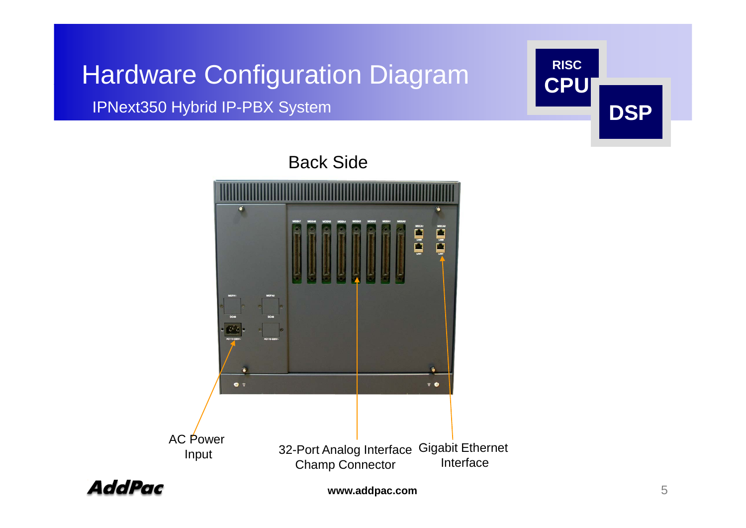# Hardware Configuration Diagram

IPNext350 Hybrid IP-PBX System

RISC CPU

DSP

Back Side

AC Power Input

32-Port Analog Interface Champ Connector

Gigabit Ethernet Interface

www.addpac.com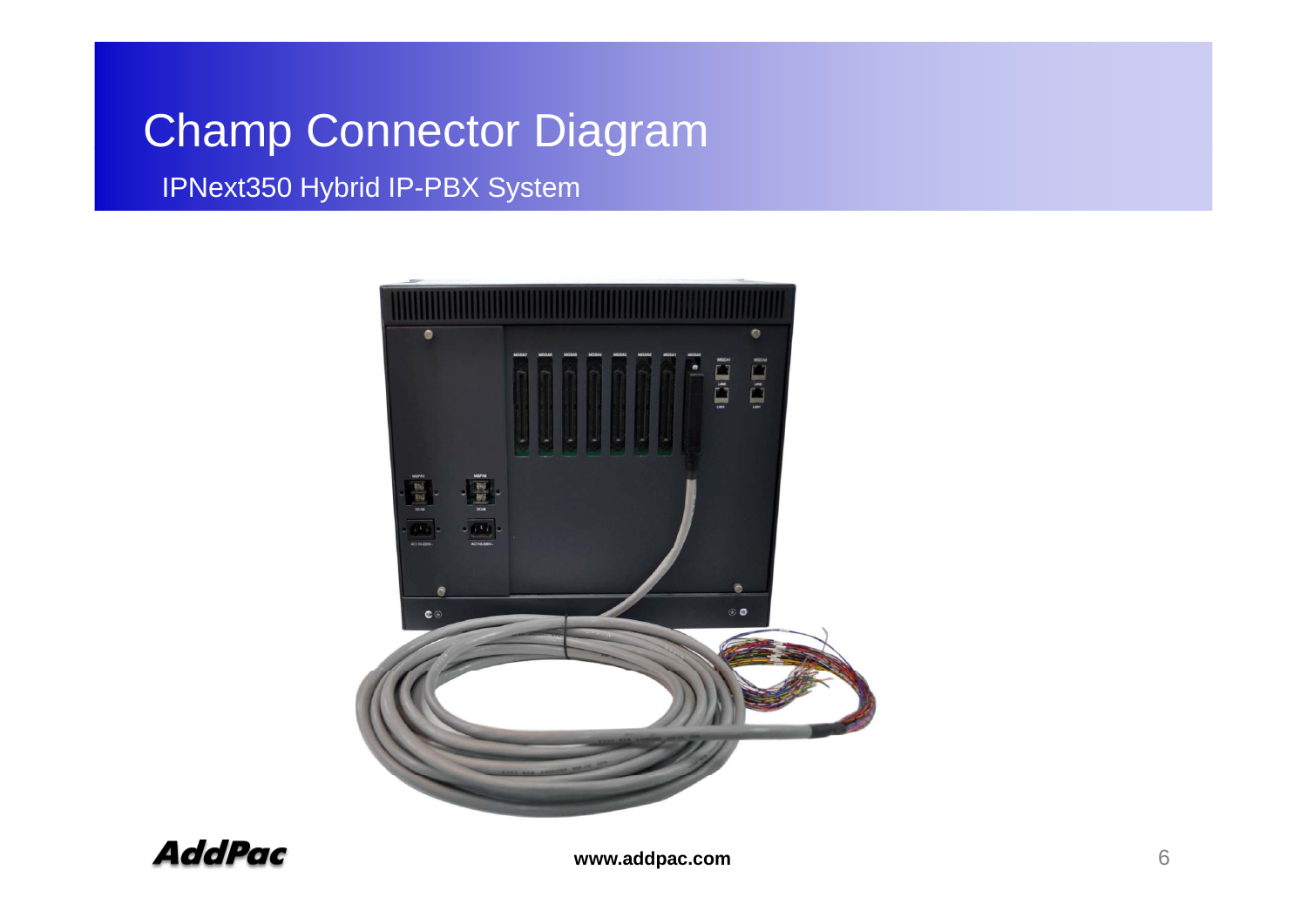# Champ Connector Diagram

## IPNext350 Hybrid IP-PBX System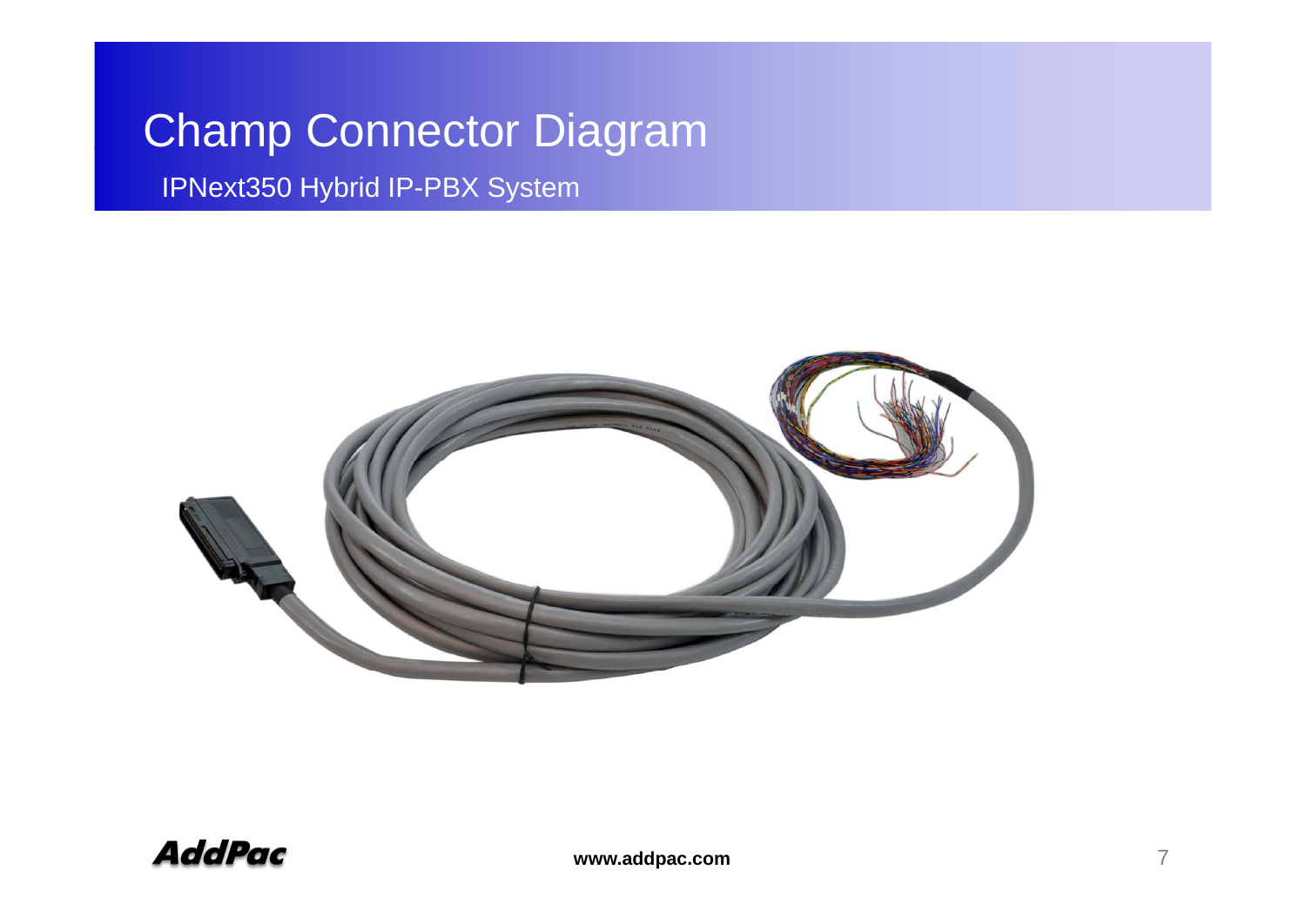# Champ Connector Diagram

IPNext350 Hybrid IP-PBX System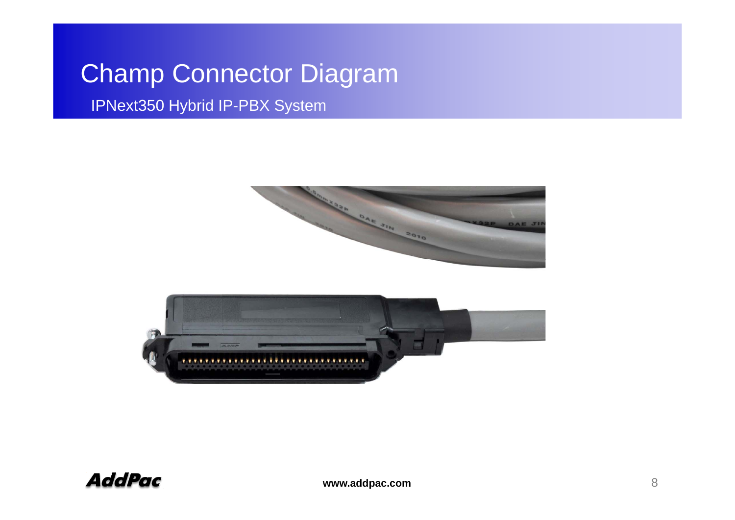# Champ Connector Diagram

IPNext350 Hybrid IP-PBX System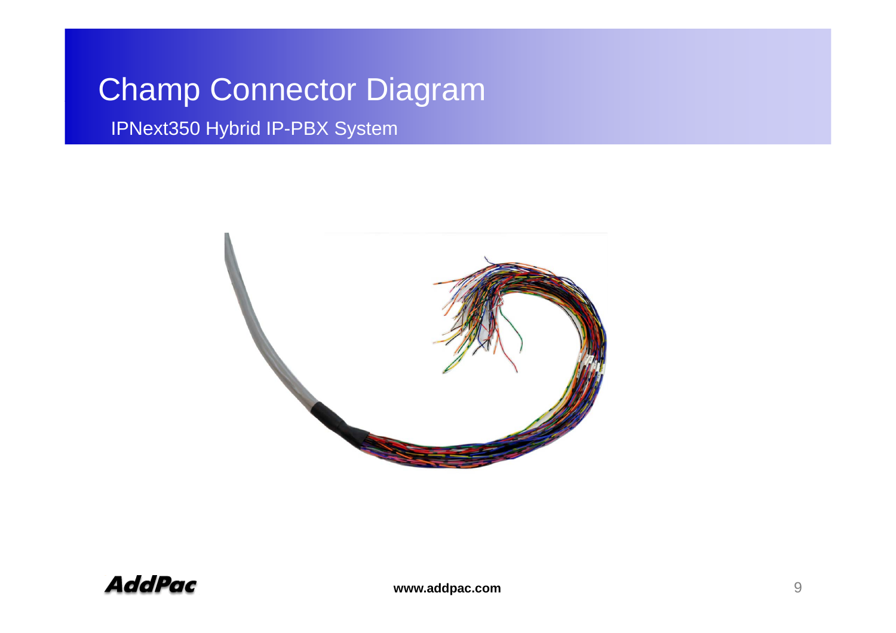# Champ Connector Diagram

IPNext350 Hybrid IP-PBX System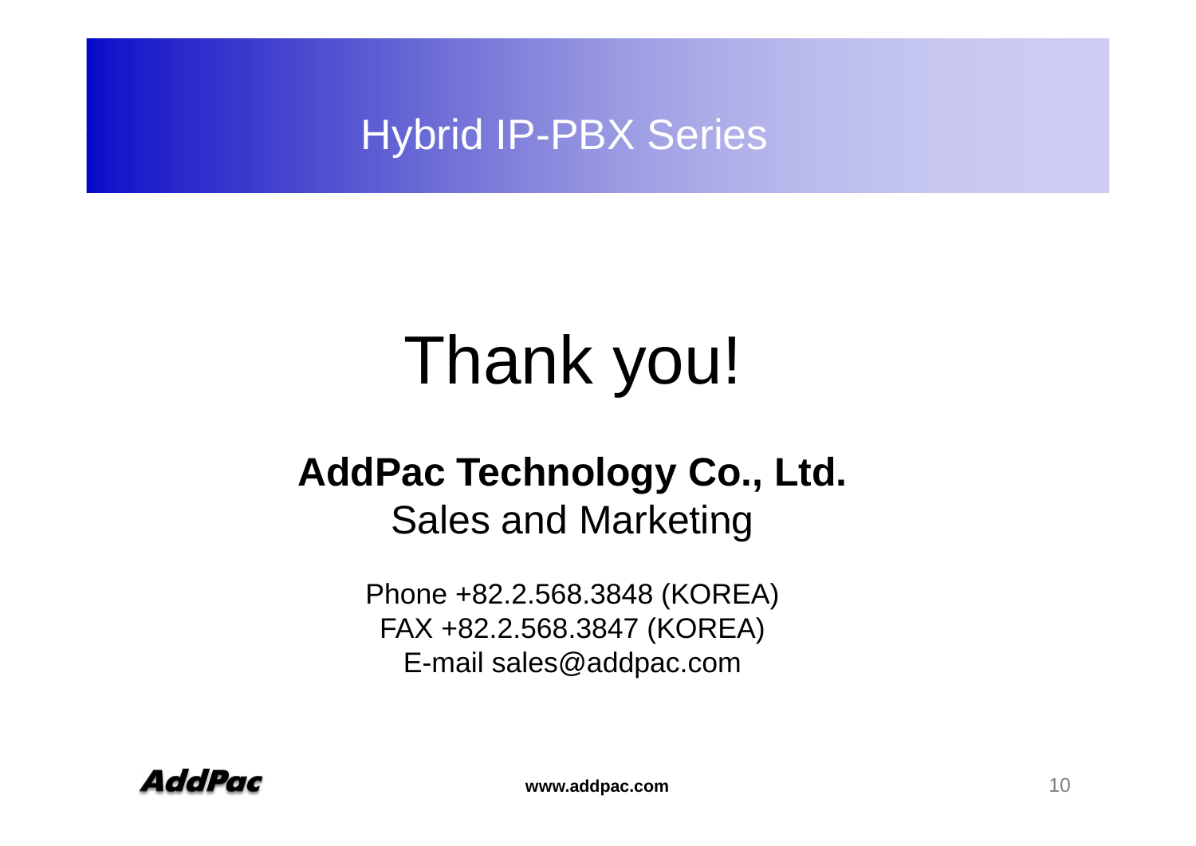Hybrid IP-PBX Series

# Thank you!

**AddPac Technology Co., Ltd.**
Sales and Marketing

Phone +82.2.568.3848 (KOREA)
FAX +82.2.568.3847 (KOREA)
E-mail sales@addpac.com